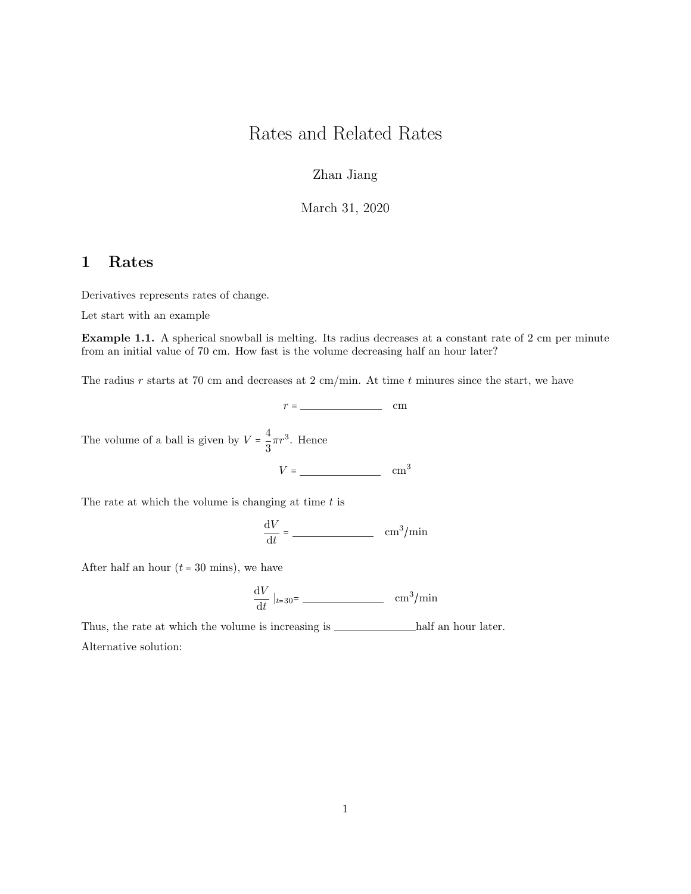# Rates and Related Rates

Zhan Jiang

March 31, 2020

## 1 Rates

Derivatives represents rates of change.

Let start with an example

**Example 1.1.** A spherical snowball is melting. Its radius decreases at a constant rate of 2 cm per minute from an initial value of 70 cm. How fast is the volume decreasing half an hour later?

The radius $r$ starts at 70 cm and decreases at 2 cm/min. At time $t$ minures since the start, we have

$$r = \underline{\hspace{3cm}} \quad \text{cm}$$

The volume of a ball is given by $V = \frac{4}{3}\pi r^3$. Hence

$$V = \underline{\hspace{3cm}} \quad \text{cm}^3$$

The rate at which the volume is changing at time $t$ is

$$\frac{\mathrm{d}V}{\mathrm{d}t} = \underline{\hspace{3cm}} \quad \text{cm}^3/\text{min}$$

After half an hour ($t = 30$ mins), we have

$$\frac{\mathrm{d}V}{\mathrm{d}t}\Big|_{t=30} = \underline{\hspace{3cm}} \quad \text{cm}^3/\text{min}$$

Thus, the rate at which the volume is increasing is ______________half an hour later.

Alternative solution: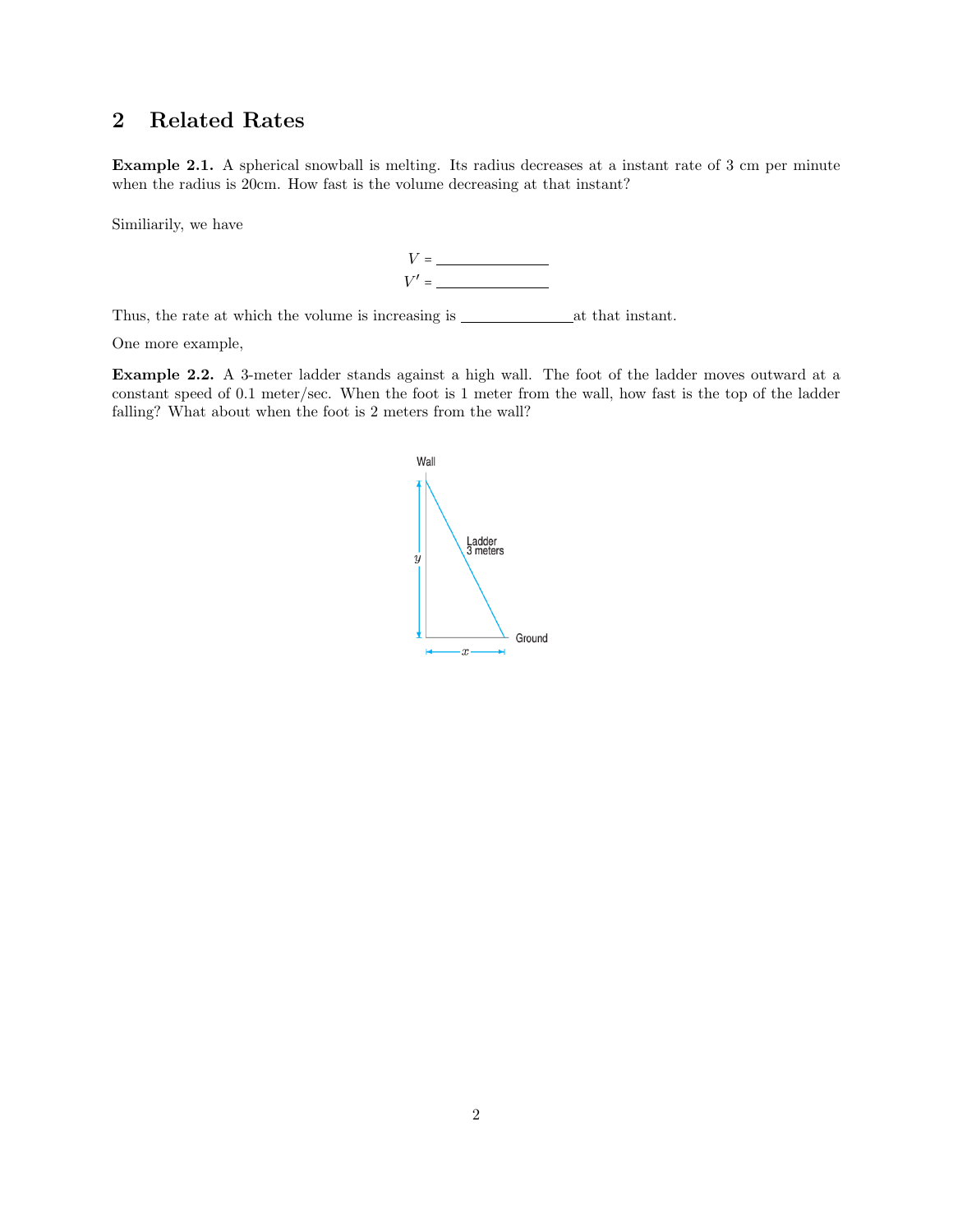## 2 Related Rates

**Example 2.1.** A spherical snowball is melting. Its radius decreases at a instant rate of 3 cm per minute when the radius is 20cm. How fast is the volume decreasing at that instant?

Similiarily, we have

$$V = \underline{\hspace{3cm}}$$
$$V' = \underline{\hspace{3cm}}$$

Thus, the rate at which the volume is increasing is \_\_\_\_\_\_\_\_\_\_\_\_\_\_at that instant.

One more example,

**Example 2.2.** A 3-meter ladder stands against a high wall. The foot of the ladder moves outward at a constant speed of 0.1 meter/sec. When the foot is 1 meter from the wall, how fast is the top of the ladder falling? What about when the foot is 2 meters from the wall?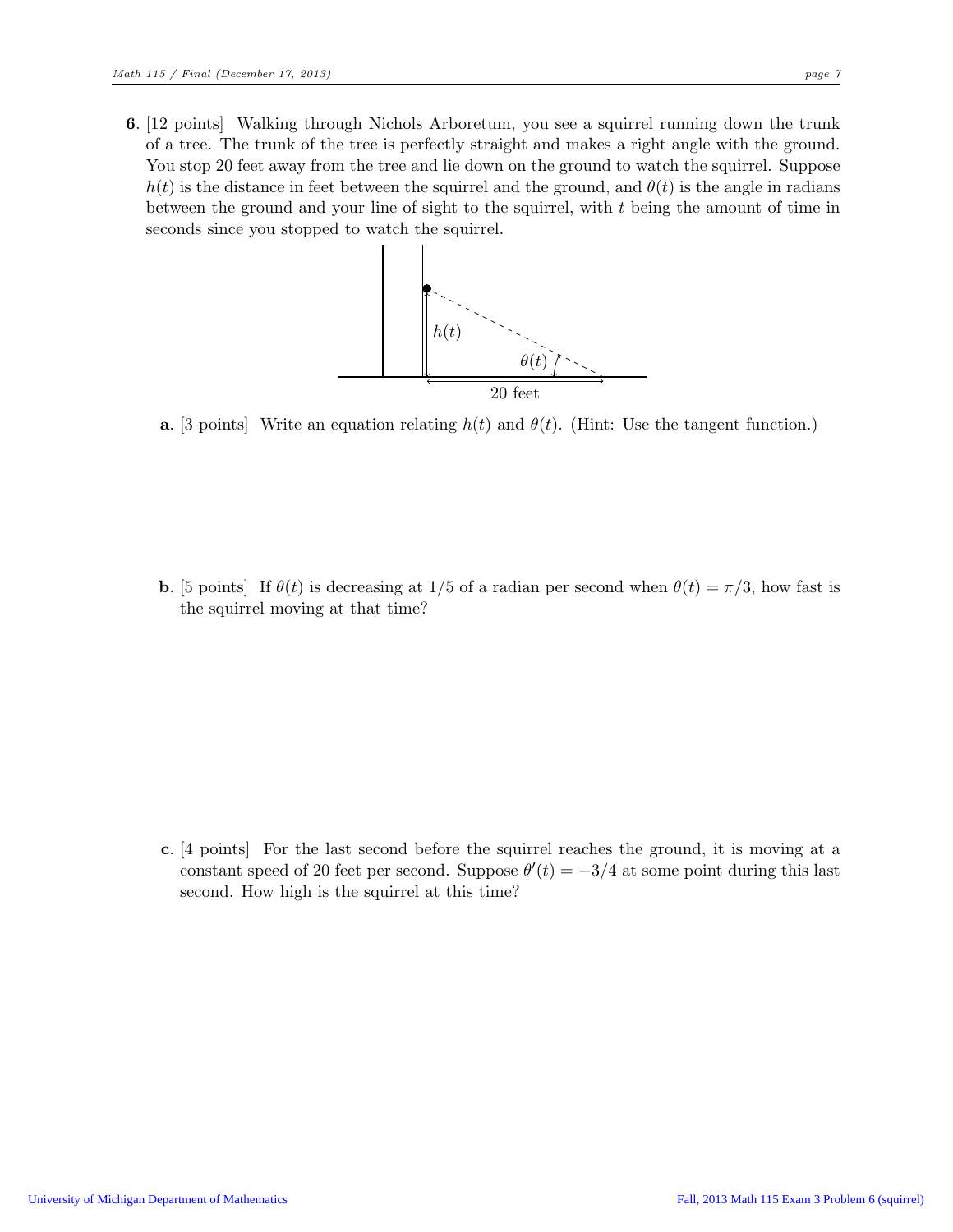**6.** [12 points] Walking through Nichols Arboretum, you see a squirrel running down the trunk of a tree. The trunk of the tree is perfectly straight and makes a right angle with the ground. You stop 20 feet away from the tree and lie down on the ground to watch the squirrel. Suppose $h(t)$ is the distance in feet between the squirrel and the ground, and $\theta(t)$ is the angle in radians between the ground and your line of sight to the squirrel, with $t$ being the amount of time in seconds since you stopped to watch the squirrel.

**a.** [3 points] Write an equation relating $h(t)$ and $\theta(t)$. (Hint: Use the tangent function.)

**b.** [5 points] If $\theta(t)$ is decreasing at $1/5$ of a radian per second when $\theta(t) = \pi/3$, how fast is the squirrel moving at that time?

**c.** [4 points] For the last second before the squirrel reaches the ground, it is moving at a constant speed of 20 feet per second. Suppose $\theta'(t) = -3/4$ at some point during this last second. How high is the squirrel at this time?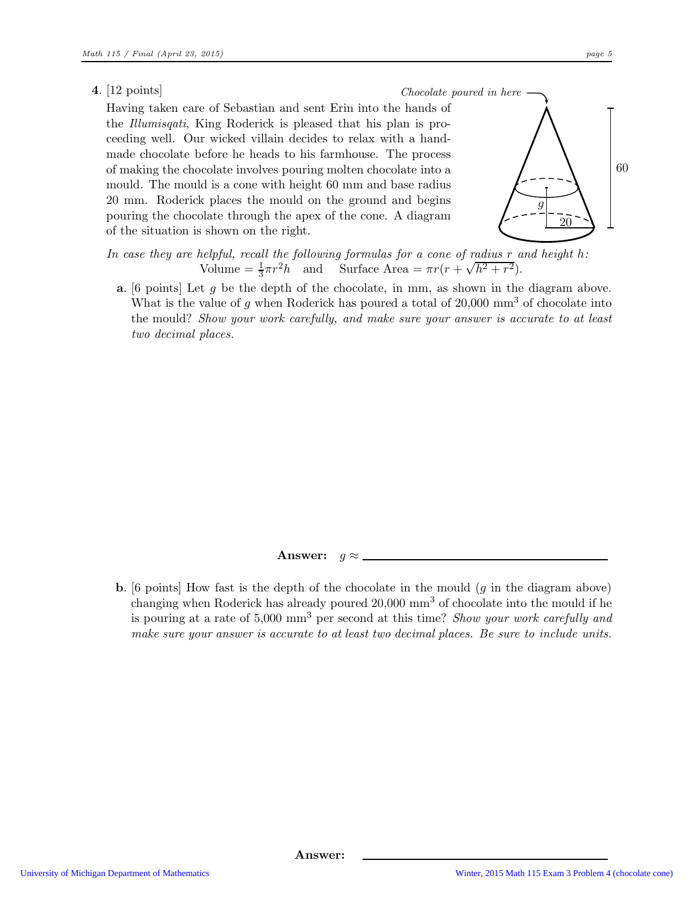**4**. [12 points]

Having taken care of Sebastian and sent Erin into the hands of the *Illumisqati*, King Roderick is pleased that his plan is proceeding well. Our wicked villain decides to relax with a handmade chocolate before he heads to his farmhouse. The process of making the chocolate involves pouring molten chocolate into a mould. The mould is a cone with height 60 mm and base radius 20 mm. Roderick places the mould on the ground and begins pouring the chocolate through the apex of the cone. A diagram of the situation is shown on the right.

*Chocolate poured in here*

60

$g$

20

*In case they are helpful, recall the following formulas for a cone of radius $r$ and height $h$:*

$$\text{Volume} = \frac{1}{3}\pi r^2 h \quad \text{and} \quad \text{Surface Area} = \pi r(r + \sqrt{h^2 + r^2}).$$

**a**. [6 points] Let $g$ be the depth of the chocolate, in mm, as shown in the diagram above. What is the value of $g$ when Roderick has poured a total of 20,000 $\text{mm}^3$ of chocolate into the mould? *Show your work carefully, and make sure your answer is accurate to at least two decimal places.*

**Answer:** $g \approx$ \_\_\_\_\_\_\_\_\_\_\_\_\_\_\_\_\_\_\_\_\_\_\_\_\_\_\_\_

**b**. [6 points] How fast is the depth of the chocolate in the mould ($g$ in the diagram above) changing when Roderick has already poured 20,000 $\text{mm}^3$ of chocolate into the mould if he is pouring at a rate of 5,000 $\text{mm}^3$ per second at this time? *Show your work carefully and make sure your answer is accurate to at least two decimal places. Be sure to include units.*

**Answer:** \_\_\_\_\_\_\_\_\_\_\_\_\_\_\_\_\_\_\_\_\_\_\_\_\_\_\_\_